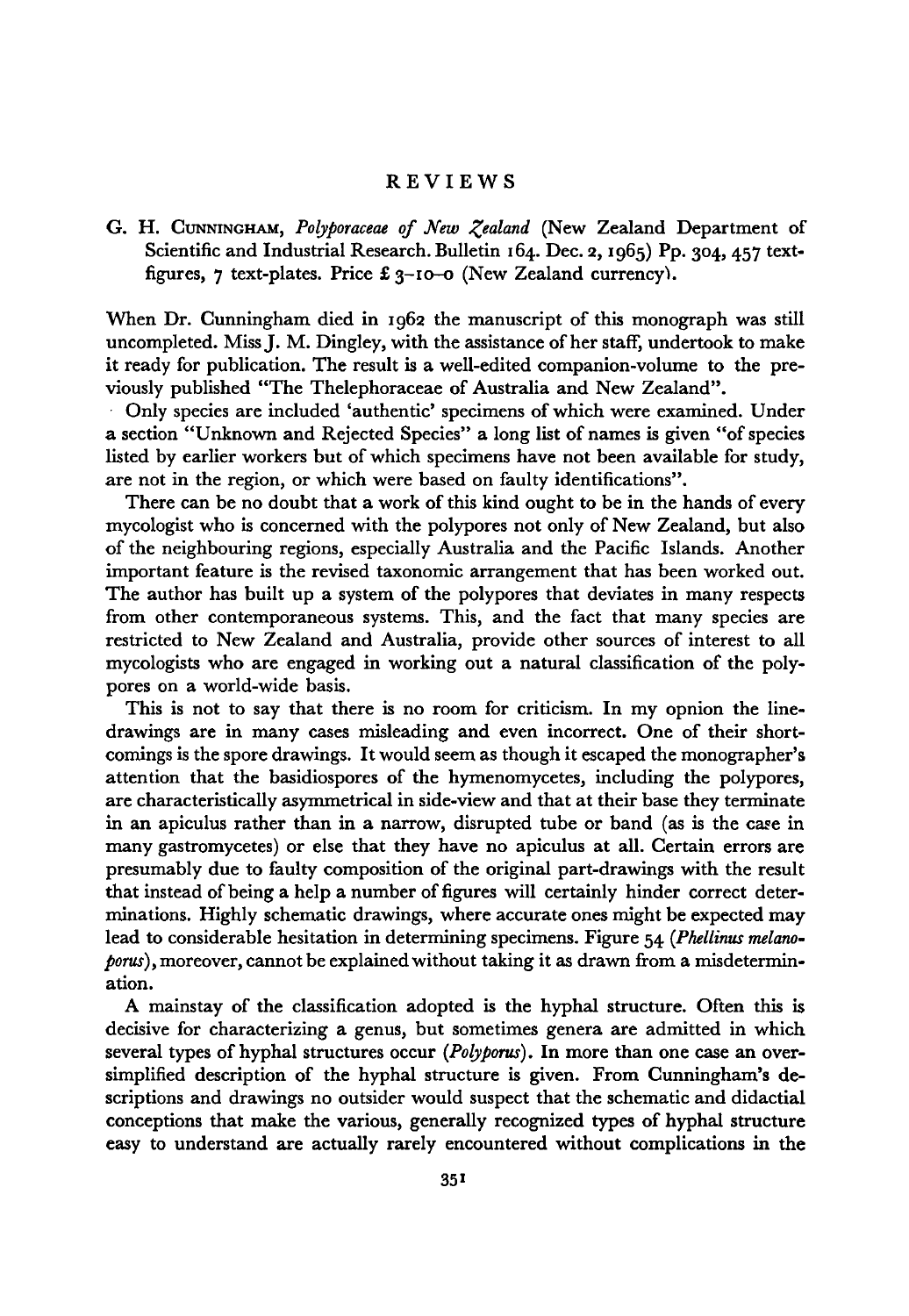# REVIEWS

G. H. Cunningham, *Polyporaceae of New Zealand* (New Zealand Department of Scientific and Industrial Research. Bulletin 164. Dec. 2, 1965) Pp. 304, 457 text-figures, 7 text-plates. Price £ 3-10-0 (New Zealand currency).

When Dr. Cunningham died in 1962 the manuscript of this monograph was still uncompleted. Miss J. M. Dingley, with the assistance of her staff, undertook to make it ready for publication. The result is a well-edited companion-volume to the previously published "The Thelephoraceae of Australia and New Zealand".

Only species are included 'authentic' specimens of which were examined. Under a section "Unknown and Rejected Species" a long list of names is given "of species listed by earlier workers but of which specimens have not been available for study, are not in the region, or which were based on faulty identifications".

There can be no doubt that a work of this kind ought to be in the hands of every mycologist who is concerned with the polypores not only of New Zealand, but also of the neighbouring regions, especially Australia and the Pacific Islands. Another important feature is the revised taxonomic arrangement that has been worked out. The author has built up a system of the polypores that deviates in many respects from other contemporaneous systems. This, and the fact that many species are restricted to New Zealand and Australia, provide other sources of interest to all mycologists who are engaged in working out a natural classification of the polypores on a world-wide basis.

This is not to say that there is no room for criticism. In my opnion the line-drawings are in many cases misleading and even incorrect. One of their shortcomings is the spore drawings. It would seem as though it escaped the monographer's attention that the basidiospores of the hymenomycetes, including the polypores, are characteristically asymmetrical in side-view and that at their base they terminate in an apiculus rather than in a narrow, disrupted tube or band (as is the case in many gastromycetes) or else that they have no apiculus at all. Certain errors are presumably due to faulty composition of the original part-drawings with the result that instead of being a help a number of figures will certainly hinder correct determinations. Highly schematic drawings, where accurate ones might be expected may lead to considerable hesitation in determining specimens. Figure 54 (*Phellinus melanoporus*), moreover, cannot be explained without taking it as drawn from a misdetermination.

A mainstay of the classification adopted is the hyphal structure. Often this is decisive for characterizing a genus, but sometimes genera are admitted in which several types of hyphal structures occur (*Polyporus*). In more than one case an over-simplified description of the hyphal structure is given. From Cunningham's descriptions and drawings no outsider would suspect that the schematic and didactial conceptions that make the various, generally recognized types of hyphal structure easy to understand are actually rarely encountered without complications in the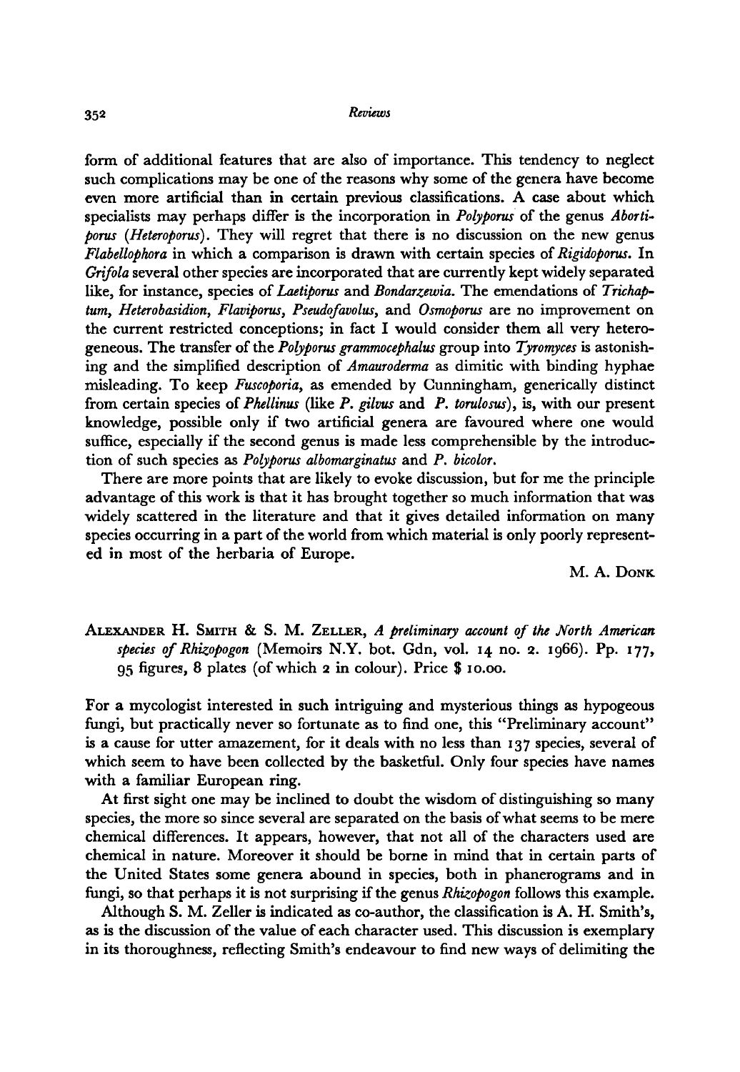form of additional features that are also of importance. This tendency to neglect such complications may be one of the reasons why some of the genera have become even more artificial than in certain previous classifications. A case about which specialists may perhaps differ is the incorporation in *Polyporus* of the genus *Abortiporus* (*Heteroporus*). They will regret that there is no discussion on the new genus *Flabellophora* in which a comparison is drawn with certain species of *Rigidoporus*. In *Grifola* several other species are incorporated that are currently kept widely separated like, for instance, species of *Laetiporus* and *Bondarzewia*. The emendations of *Trichaptum*, *Heterobasidion*, *Flaviporus*, *Pseudofavolus*, and *Osmoporus* are no improvement on the current restricted conceptions; in fact I would consider them all very heterogeneous. The transfer of the *Polyporus grammocephalus* group into *Tyromyces* is astonishing and the simplified description of *Amauroderma* as dimitic with binding hyphae misleading. To keep *Fuscoporia*, as emended by Cunningham, generically distinct from certain species of *Phellinus* (like *P. gilvus* and *P. torulosus*), is, with our present knowledge, possible only if two artificial genera are favoured where one would suffice, especially if the second genus is made less comprehensible by the introduction of such species as *Polyporus albomarginatus* and *P. bicolor*.

There are more points that are likely to evoke discussion, but for me the principle advantage of this work is that it has brought together so much information that was widely scattered in the literature and that it gives detailed information on many species occurring in a part of the world from which material is only poorly represented in most of the herbaria of Europe.

M. A. Donk

Alexander H. Smith & S. M. Zeller, *A preliminary account of the North American species of Rhizopogon* (Memoirs N.Y. bot. Gdn, vol. 14 no. 2. 1966). Pp. 177, 95 figures, 8 plates (of which 2 in colour). Price $ 10.00.

For a mycologist interested in such intriguing and mysterious things as hypogeous fungi, but practically never so fortunate as to find one, this "Preliminary account" is a cause for utter amazement, for it deals with no less than 137 species, several of which seem to have been collected by the basketful. Only four species have names with a familiar European ring.

At first sight one may be inclined to doubt the wisdom of distinguishing so many species, the more so since several are separated on the basis of what seems to be mere chemical differences. It appears, however, that not all of the characters used are chemical in nature. Moreover it should be borne in mind that in certain parts of the United States some genera abound in species, both in phanerograms and in fungi, so that perhaps it is not surprising if the genus *Rhizopogon* follows this example.

Although S. M. Zeller is indicated as co-author, the classification is A. H. Smith's, as is the discussion of the value of each character used. This discussion is exemplary in its thoroughness, reflecting Smith's endeavour to find new ways of delimiting the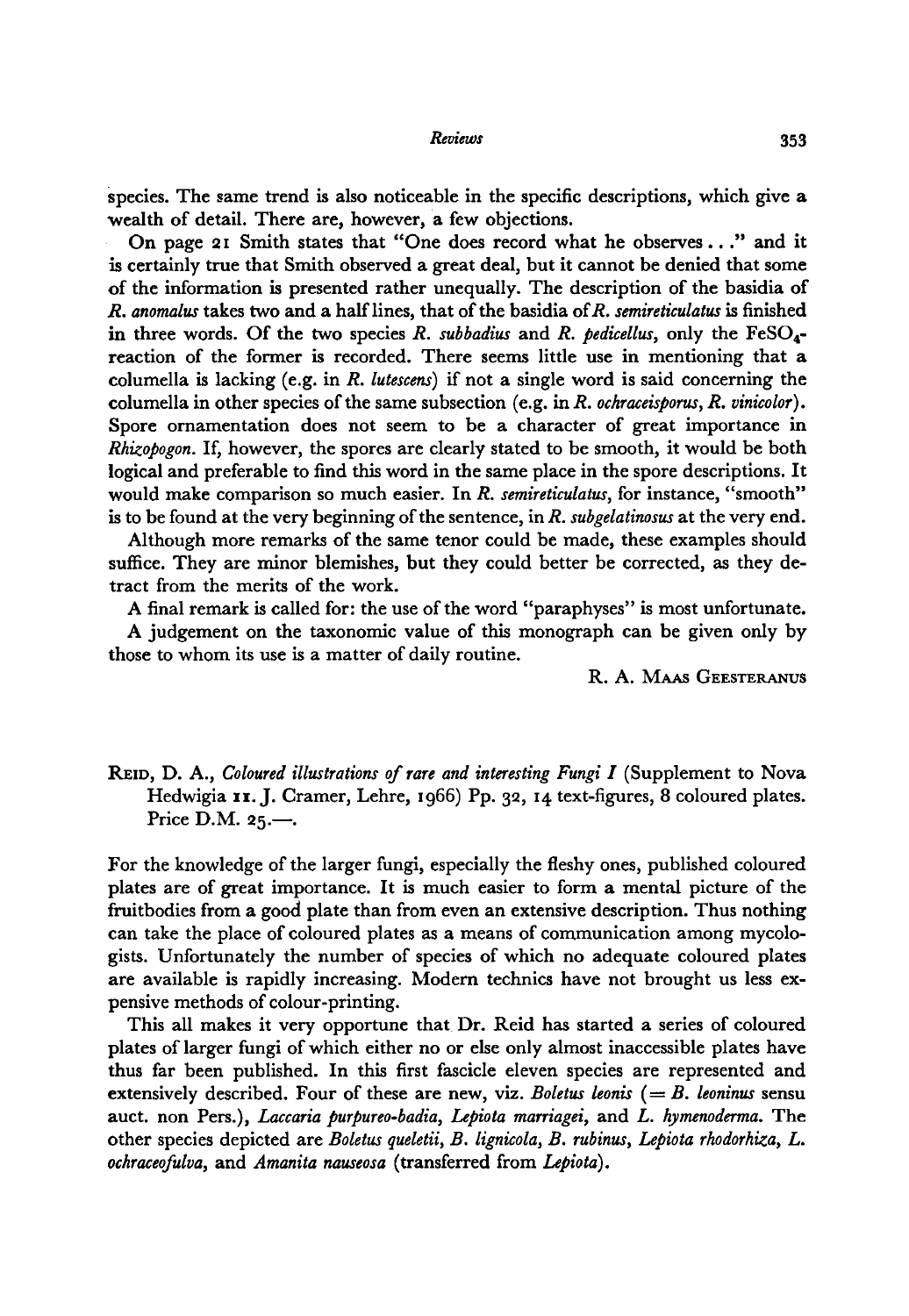species. The same trend is also noticeable in the specific descriptions, which give a wealth of detail. There are, however, a few objections.

On page 21 Smith states that "One does record what he observes . . ." and it is certainly true that Smith observed a great deal, but it cannot be denied that some of the information is presented rather unequally. The description of the basidia of *R. anomalus* takes two and a half lines, that of the basidia of *R. semireticulatus* is finished in three words. Of the two species *R. subbadius* and *R. pedicellus*, only the $FeSO_4$-reaction of the former is recorded. There seems little use in mentioning that a columella is lacking (e.g. in *R. lutescens*) if not a single word is said concerning the columella in other species of the same subsection (e.g. in *R. ochraceisporus*, *R. vinicolor*). Spore ornamentation does not seem to be a character of great importance in *Rhizopogon*. If, however, the spores are clearly stated to be smooth, it would be both logical and preferable to find this word in the same place in the spore descriptions. It would make comparison so much easier. In *R. semireticulatus*, for instance, "smooth" is to be found at the very beginning of the sentence, in *R. subgelatinosus* at the very end.

Although more remarks of the same tenor could be made, these examples should suffice. They are minor blemishes, but they could better be corrected, as they detract from the merits of the work.

A final remark is called for: the use of the word "paraphyses" is most unfortunate.

A judgement on the taxonomic value of this monograph can be given only by those to whom its use is a matter of daily routine.

R. A. Maas Geesteranus

Reid, D. A., *Coloured illustrations of rare and interesting Fungi I* (Supplement to Nova Hedwigia 11. J. Cramer, Lehre, 1966) Pp. 32, 14 text-figures, 8 coloured plates. Price D.M. 25.—.

For the knowledge of the larger fungi, especially the fleshy ones, published coloured plates are of great importance. It is much easier to form a mental picture of the fruitbodies from a good plate than from even an extensive description. Thus nothing can take the place of coloured plates as a means of communication among mycologists. Unfortunately the number of species of which no adequate coloured plates are available is rapidly increasing. Modern technics have not brought us less expensive methods of colour-printing.

This all makes it very opportune that Dr. Reid has started a series of coloured plates of larger fungi of which either no or else only almost inaccessible plates have thus far been published. In this first fascicle eleven species are represented and extensively described. Four of these are new, viz. *Boletus leonis* (= *B. leoninus* sensu auct. non Pers.), *Laccaria purpureo-badia*, *Lepiota marriagei*, and *L. hymenoderma*. The other species depicted are *Boletus queletii*, *B. lignicola*, *B. rubinus*, *Lepiota rhodorhiza*, *L. ochraceofulva*, and *Amanita nauseosa* (transferred from *Lepiota*).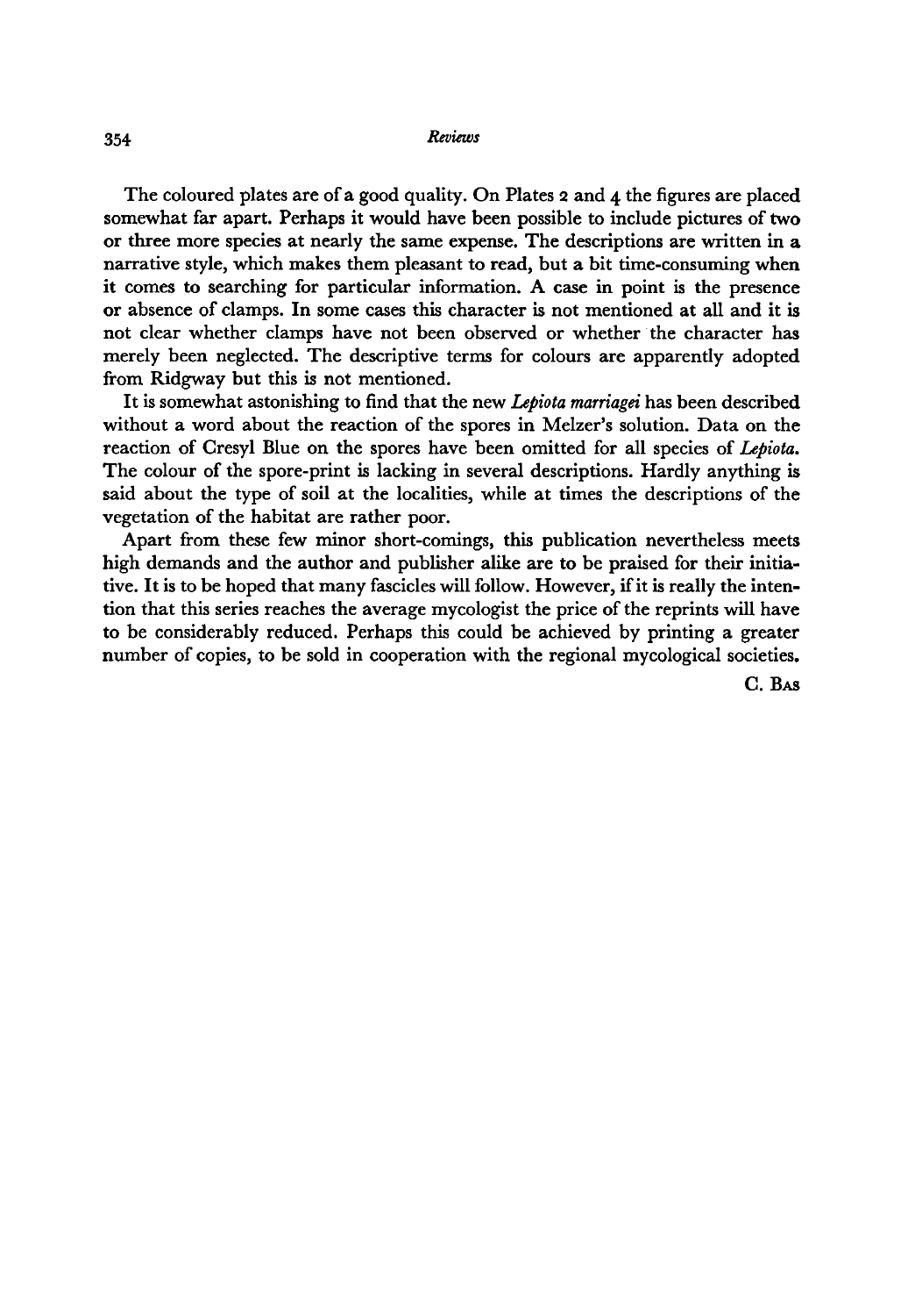The coloured plates are of a good quality. On Plates 2 and 4 the figures are placed somewhat far apart. Perhaps it would have been possible to include pictures of two or three more species at nearly the same expense. The descriptions are written in a narrative style, which makes them pleasant to read, but a bit time-consuming when it comes to searching for particular information. A case in point is the presence or absence of clamps. In some cases this character is not mentioned at all and it is not clear whether clamps have not been observed or whether the character has merely been neglected. The descriptive terms for colours are apparently adopted from Ridgway but this is not mentioned.

It is somewhat astonishing to find that the new *Lepiota marriagei* has been described without a word about the reaction of the spores in Melzer's solution. Data on the reaction of Cresyl Blue on the spores have been omitted for all species of *Lepiota*. The colour of the spore-print is lacking in several descriptions. Hardly anything is said about the type of soil at the localities, while at times the descriptions of the vegetation of the habitat are rather poor.

Apart from these few minor short-comings, this publication nevertheless meets high demands and the author and publisher alike are to be praised for their initiative. It is to be hoped that many fascicles will follow. However, if it is really the intention that this series reaches the average mycologist the price of the reprints will have to be considerably reduced. Perhaps this could be achieved by printing a greater number of copies, to be sold in cooperation with the regional mycological societies.

C. Bas